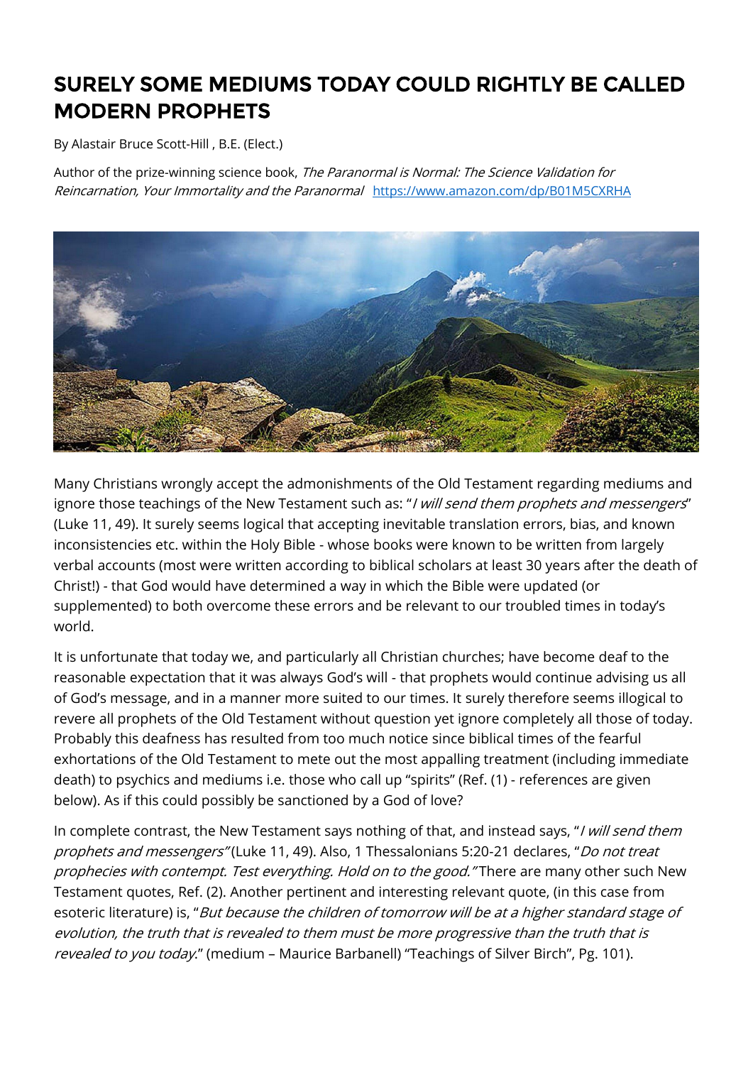# SURELY SOME MEDIUMS TODAY COULD RIGHTLY BE CALLED MODERN PROPHETS

By Alastair Bruce Scott-Hill , B.E. (Elect.)

Author of the prize-winning science book, *The Paranormal is Normal: The Science Validation for Reincarnation, Your Immortality and the Paranormal* https://www.amazon.com/dp/B01M5CXRHA

Many Christians wrongly accept the admonishments of the Old Testament regarding mediums and ignore those teachings of the New Testament such as: "*I will send them prophets and messengers*" (Luke 11, 49). It surely seems logical that accepting inevitable translation errors, bias, and known inconsistencies etc. within the Holy Bible - whose books were known to be written from largely verbal accounts (most were written according to biblical scholars at least 30 years after the death of Christ!) - that God would have determined a way in which the Bible were updated (or supplemented) to both overcome these errors and be relevant to our troubled times in today's world.

It is unfortunate that today we, and particularly all Christian churches; have become deaf to the reasonable expectation that it was always God's will - that prophets would continue advising us all of God's message, and in a manner more suited to our times. It surely therefore seems illogical to revere all prophets of the Old Testament without question yet ignore completely all those of today. Probably this deafness has resulted from too much notice since biblical times of the fearful exhortations of the Old Testament to mete out the most appalling treatment (including immediate death) to psychics and mediums i.e. those who call up "spirits" (Ref. (1) - references are given below). As if this could possibly be sanctioned by a God of love?

In complete contrast, the New Testament says nothing of that, and instead says, "*I will send them prophets and messengers*" (Luke 11, 49). Also, 1 Thessalonians 5:20-21 declares, "*Do not treat prophecies with contempt. Test everything. Hold on to the good.*" There are many other such New Testament quotes, Ref. (2). Another pertinent and interesting relevant quote, (in this case from esoteric literature) is, "*But because the children of tomorrow will be at a higher standard stage of evolution, the truth that is revealed to them must be more progressive than the truth that is revealed to you today*." (medium – Maurice Barbanell) "Teachings of Silver Birch", Pg. 101).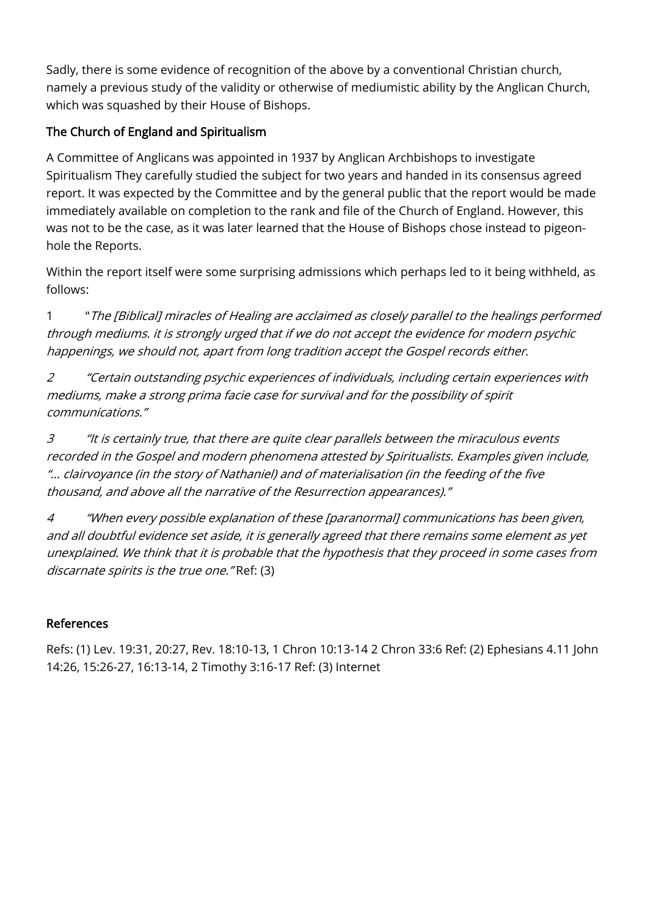Sadly, there is some evidence of recognition of the above by a conventional Christian church, namely a previous study of the validity or otherwise of mediumistic ability by the Anglican Church, which was squashed by their House of Bishops.

## The Church of England and Spiritualism

A Committee of Anglicans was appointed in 1937 by Anglican Archbishops to investigate Spiritualism They carefully studied the subject for two years and handed in its consensus agreed report. It was expected by the Committee and by the general public that the report would be made immediately available on completion to the rank and file of the Church of England. However, this was not to be the case, as it was later learned that the House of Bishops chose instead to pigeon-hole the Reports.

Within the report itself were some surprising admissions which perhaps led to it being withheld, as follows:

1 "*The [Biblical] miracles of Healing are acclaimed as closely parallel to the healings performed through mediums. it is strongly urged that if we do not accept the evidence for modern psychic happenings, we should not, apart from long tradition accept the Gospel records either.*

*2 "Certain outstanding psychic experiences of individuals, including certain experiences with mediums, make a strong prima facie case for survival and for the possibility of spirit communications."*

*3 "It is certainly true, that there are quite clear parallels between the miraculous events recorded in the Gospel and modern phenomena attested by Spiritualists. Examples given include, "... clairvoyance (in the story of Nathaniel) and of materialisation (in the feeding of the five thousand, and above all the narrative of the Resurrection appearances)."*

*4 "When every possible explanation of these [paranormal] communications has been given, and all doubtful evidence set aside, it is generally agreed that there remains some element as yet unexplained. We think that it is probable that the hypothesis that they proceed in some cases from discarnate spirits is the true one."* Ref: (3)

## References

Refs: (1) Lev. 19:31, 20:27, Rev. 18:10-13, 1 Chron 10:13-14 2 Chron 33:6 Ref: (2) Ephesians 4.11 John 14:26, 15:26-27, 16:13-14, 2 Timothy 3:16-17 Ref: (3) Internet